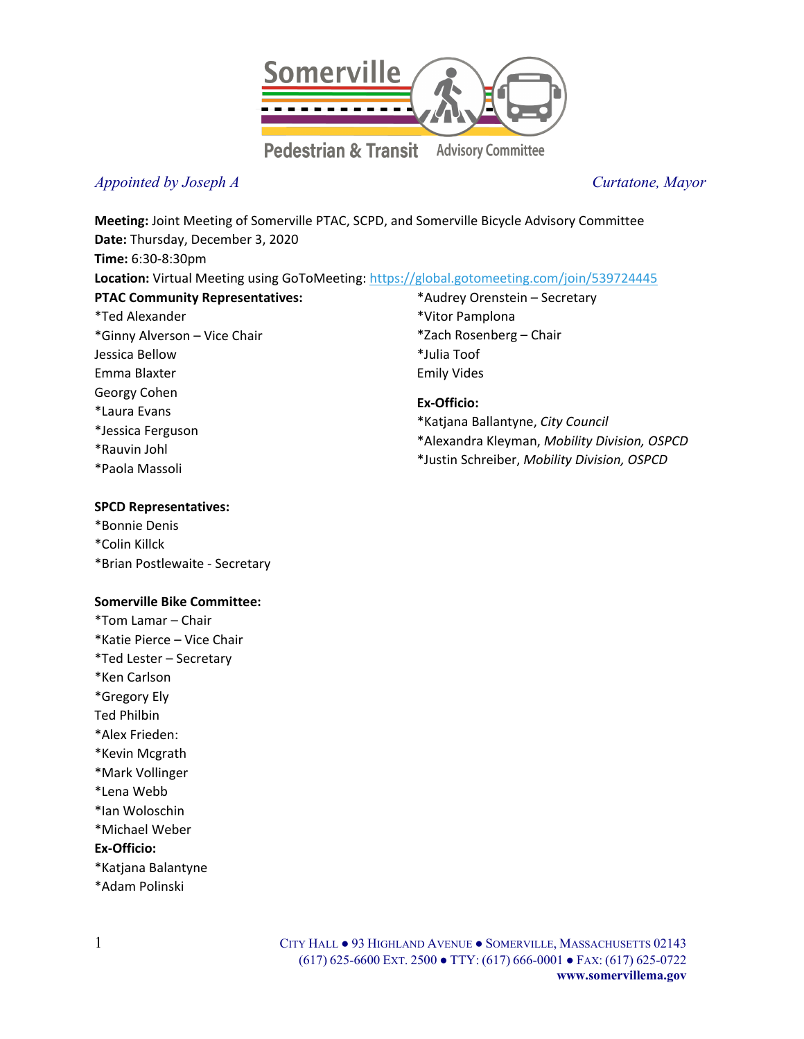Somerville Pedestrian & Transit Advisory Committee

*Appointed by Joseph A Curtatone, Mayor*

**Meeting:** Joint Meeting of Somerville PTAC, SCPD, and Somerville Bicycle Advisory Committee
**Date:** Thursday, December 3, 2020
**Time:** 6:30-8:30pm
**Location:** Virtual Meeting using GoToMeeting: https://global.gotomeeting.com/join/539724445

**PTAC Community Representatives:**
*Ted Alexander
*Ginny Alverson – Vice Chair
Jessica Bellow
Emma Blaxter
Georgy Cohen
*Laura Evans
*Jessica Ferguson
*Rauvin Johl
*Paola Massoli
*Audrey Orenstein – Secretary
*Vitor Pamplona
*Zach Rosenberg – Chair
*Julia Toof
Emily Vides

**Ex-Officio:**
*Katjana Ballantyne, *City Council*
*Alexandra Kleyman, *Mobility Division, OSPCD*
*Justin Schreiber, *Mobility Division, OSPCD*

**SPCD Representatives:**
*Bonnie Denis
*Colin Killck
*Brian Postlewaite - Secretary

**Somerville Bike Committee:**
*Tom Lamar – Chair
*Katie Pierce – Vice Chair
*Ted Lester – Secretary
*Ken Carlson
*Gregory Ely
Ted Philbin
*Alex Frieden:
*Kevin Mcgrath
*Mark Vollinger
*Lena Webb
*Ian Woloschin
*Michael Weber

**Ex-Officio:**
*Katjana Balantyne
*Adam Polinski

CITY HALL ● 93 HIGHLAND AVENUE ● SOMERVILLE, MASSACHUSETTS 02143
(617) 625-6600 EXT. 2500 ● TTY: (617) 666-0001 ● FAX: (617) 625-0722
**www.somervillema.gov**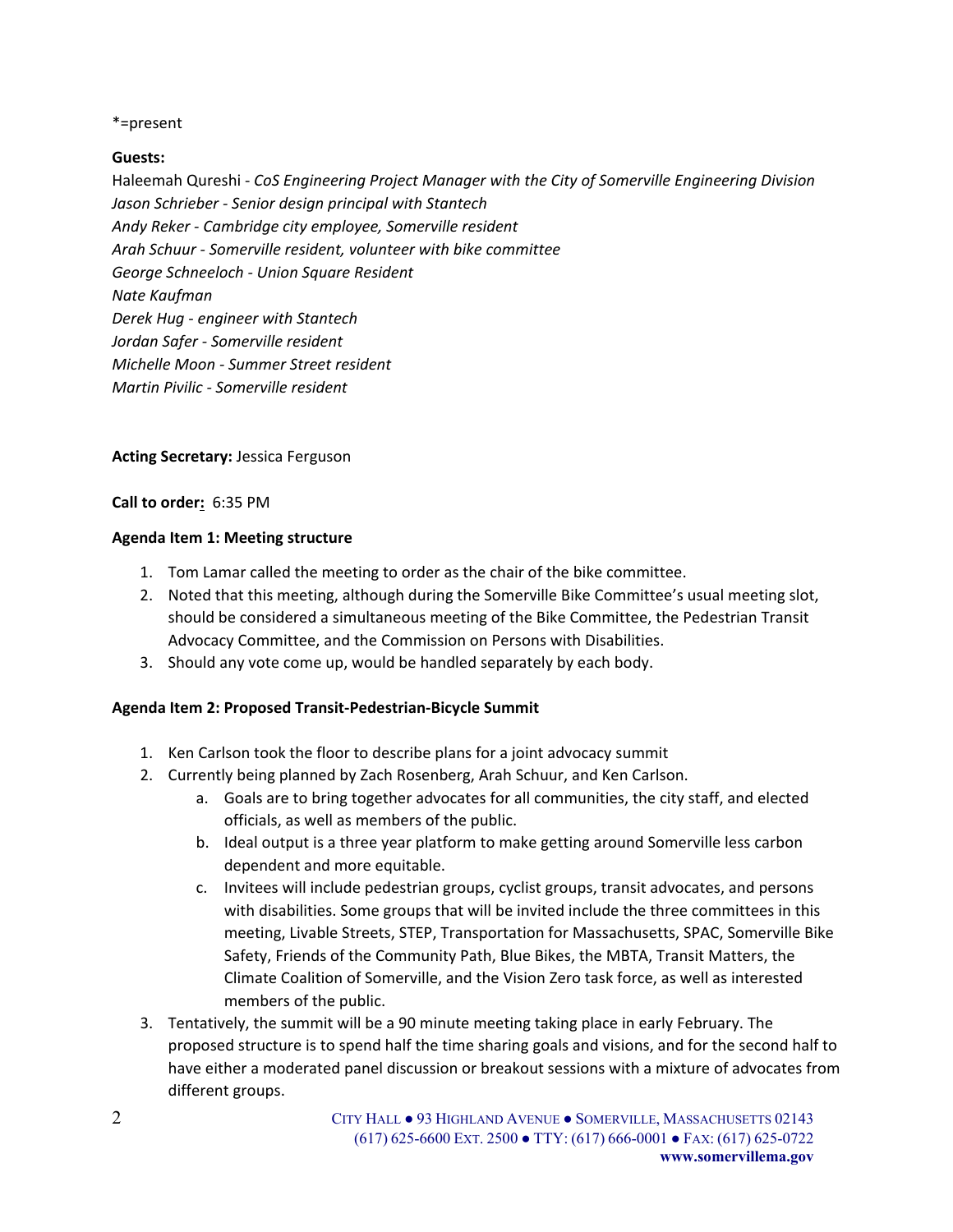*=present

**Guests:**

Haleemah Qureshi - *CoS Engineering Project Manager with the City of Somerville Engineering Division*
*Jason Schrieber - Senior design principal with Stantech*
*Andy Reker - Cambridge city employee, Somerville resident*
*Arah Schuur - Somerville resident, volunteer with bike committee*
*George Schneeloch - Union Square Resident*
*Nate Kaufman*
*Derek Hug - engineer with Stantech*
*Jordan Safer - Somerville resident*
*Michelle Moon - Summer Street resident*
*Martin Pivilic - Somerville resident*

**Acting Secretary:** Jessica Ferguson

**Call to order:** 6:35 PM

**Agenda Item 1: Meeting structure**

1. Tom Lamar called the meeting to order as the chair of the bike committee.
2. Noted that this meeting, although during the Somerville Bike Committee's usual meeting slot, should be considered a simultaneous meeting of the Bike Committee, the Pedestrian Transit Advocacy Committee, and the Commission on Persons with Disabilities.
3. Should any vote come up, would be handled separately by each body.

**Agenda Item 2: Proposed Transit-Pedestrian-Bicycle Summit**

1. Ken Carlson took the floor to describe plans for a joint advocacy summit
2. Currently being planned by Zach Rosenberg, Arah Schuur, and Ken Carlson.
    a. Goals are to bring together advocates for all communities, the city staff, and elected officials, as well as members of the public.
    b. Ideal output is a three year platform to make getting around Somerville less carbon dependent and more equitable.
    c. Invitees will include pedestrian groups, cyclist groups, transit advocates, and persons with disabilities. Some groups that will be invited include the three committees in this meeting, Livable Streets, STEP, Transportation for Massachusetts, SPAC, Somerville Bike Safety, Friends of the Community Path, Blue Bikes, the MBTA, Transit Matters, the Climate Coalition of Somerville, and the Vision Zero task force, as well as interested members of the public.
3. Tentatively, the summit will be a 90 minute meeting taking place in early February. The proposed structure is to spend half the time sharing goals and visions, and for the second half to have either a moderated panel discussion or breakout sessions with a mixture of advocates from different groups.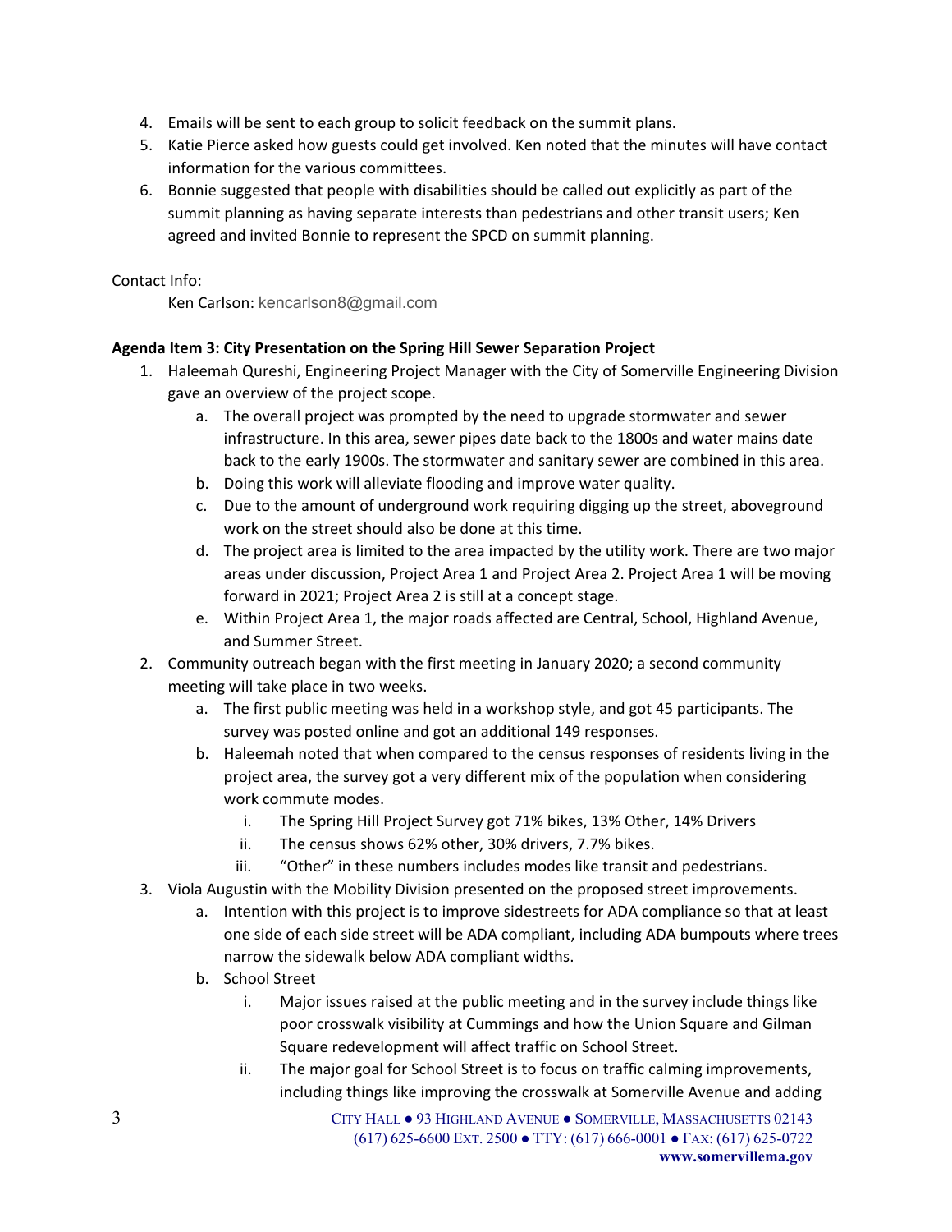4. Emails will be sent to each group to solicit feedback on the summit plans.
5. Katie Pierce asked how guests could get involved. Ken noted that the minutes will have contact information for the various committees.
6. Bonnie suggested that people with disabilities should be called out explicitly as part of the summit planning as having separate interests than pedestrians and other transit users; Ken agreed and invited Bonnie to represent the SPCD on summit planning.

Contact Info:

Ken Carlson: kencarlson8@gmail.com

**Agenda Item 3: City Presentation on the Spring Hill Sewer Separation Project**

1. Haleemah Qureshi, Engineering Project Manager with the City of Somerville Engineering Division gave an overview of the project scope.
   a. The overall project was prompted by the need to upgrade stormwater and sewer infrastructure. In this area, sewer pipes date back to the 1800s and water mains date back to the early 1900s. The stormwater and sanitary sewer are combined in this area.
   b. Doing this work will alleviate flooding and improve water quality.
   c. Due to the amount of underground work requiring digging up the street, aboveground work on the street should also be done at this time.
   d. The project area is limited to the area impacted by the utility work. There are two major areas under discussion, Project Area 1 and Project Area 2. Project Area 1 will be moving forward in 2021; Project Area 2 is still at a concept stage.
   e. Within Project Area 1, the major roads affected are Central, School, Highland Avenue, and Summer Street.
2. Community outreach began with the first meeting in January 2020; a second community meeting will take place in two weeks.
   a. The first public meeting was held in a workshop style, and got 45 participants. The survey was posted online and got an additional 149 responses.
   b. Haleemah noted that when compared to the census responses of residents living in the project area, the survey got a very different mix of the population when considering work commute modes.
      i. The Spring Hill Project Survey got 71% bikes, 13% Other, 14% Drivers
      ii. The census shows 62% other, 30% drivers, 7.7% bikes.
      iii. "Other" in these numbers includes modes like transit and pedestrians.
3. Viola Augustin with the Mobility Division presented on the proposed street improvements.
   a. Intention with this project is to improve sidestreets for ADA compliance so that at least one side of each side street will be ADA compliant, including ADA bumpouts where trees narrow the sidewalk below ADA compliant widths.
   b. School Street
      i. Major issues raised at the public meeting and in the survey include things like poor crosswalk visibility at Cummings and how the Union Square and Gilman Square redevelopment will affect traffic on School Street.
      ii. The major goal for School Street is to focus on traffic calming improvements, including things like improving the crosswalk at Somerville Avenue and adding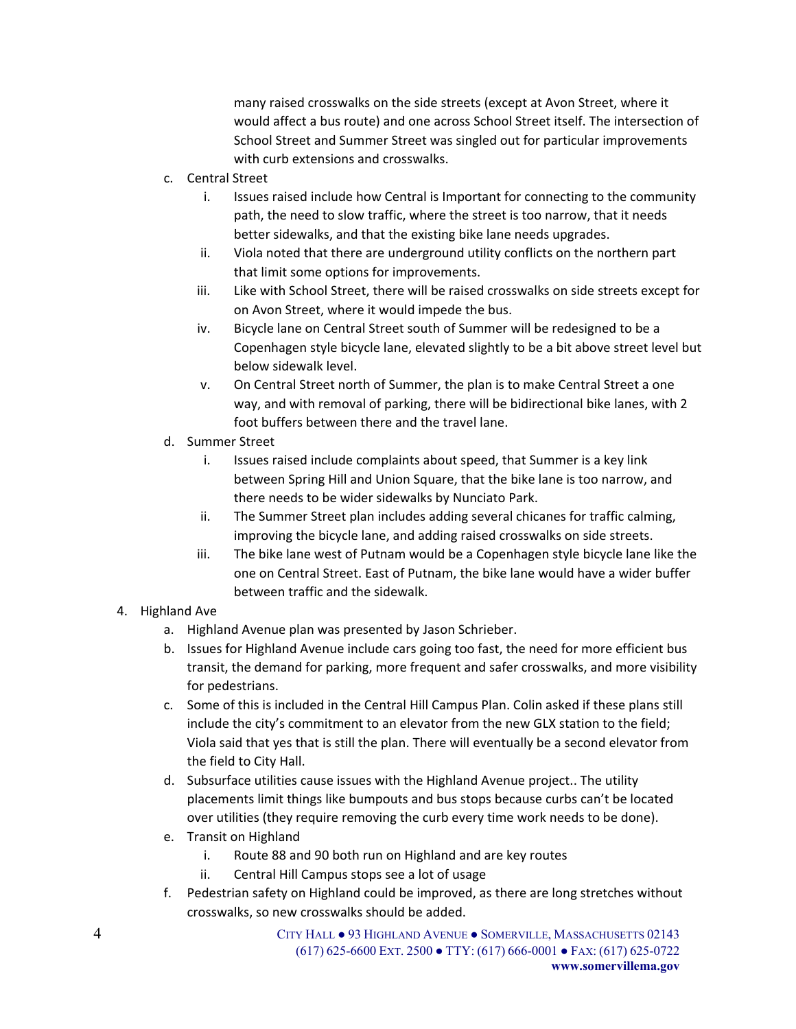many raised crosswalks on the side streets (except at Avon Street, where it would affect a bus route) and one across School Street itself. The intersection of School Street and Summer Street was singled out for particular improvements with curb extensions and crosswalks.

   c. Central Street
      i. Issues raised include how Central is Important for connecting to the community path, the need to slow traffic, where the street is too narrow, that it needs better sidewalks, and that the existing bike lane needs upgrades.
      ii. Viola noted that there are underground utility conflicts on the northern part that limit some options for improvements.
      iii. Like with School Street, there will be raised crosswalks on side streets except for on Avon Street, where it would impede the bus.
      iv. Bicycle lane on Central Street south of Summer will be redesigned to be a Copenhagen style bicycle lane, elevated slightly to be a bit above street level but below sidewalk level.
      v. On Central Street north of Summer, the plan is to make Central Street a one way, and with removal of parking, there will be bidirectional bike lanes, with 2 foot buffers between there and the travel lane.

   d. Summer Street
      i. Issues raised include complaints about speed, that Summer is a key link between Spring Hill and Union Square, that the bike lane is too narrow, and there needs to be wider sidewalks by Nunciato Park.
      ii. The Summer Street plan includes adding several chicanes for traffic calming, improving the bicycle lane, and adding raised crosswalks on side streets.
      iii. The bike lane west of Putnam would be a Copenhagen style bicycle lane like the one on Central Street. East of Putnam, the bike lane would have a wider buffer between traffic and the sidewalk.

4. Highland Ave
   a. Highland Avenue plan was presented by Jason Schrieber.
   b. Issues for Highland Avenue include cars going too fast, the need for more efficient bus transit, the demand for parking, more frequent and safer crosswalks, and more visibility for pedestrians.
   c. Some of this is included in the Central Hill Campus Plan. Colin asked if these plans still include the city's commitment to an elevator from the new GLX station to the field; Viola said that yes that is still the plan. There will eventually be a second elevator from the field to City Hall.
   d. Subsurface utilities cause issues with the Highland Avenue project.. The utility placements limit things like bumpouts and bus stops because curbs can't be located over utilities (they require removing the curb every time work needs to be done).
   e. Transit on Highland
      i. Route 88 and 90 both run on Highland and are key routes
      ii. Central Hill Campus stops see a lot of usage
   f. Pedestrian safety on Highland could be improved, as there are long stretches without crosswalks, so new crosswalks should be added.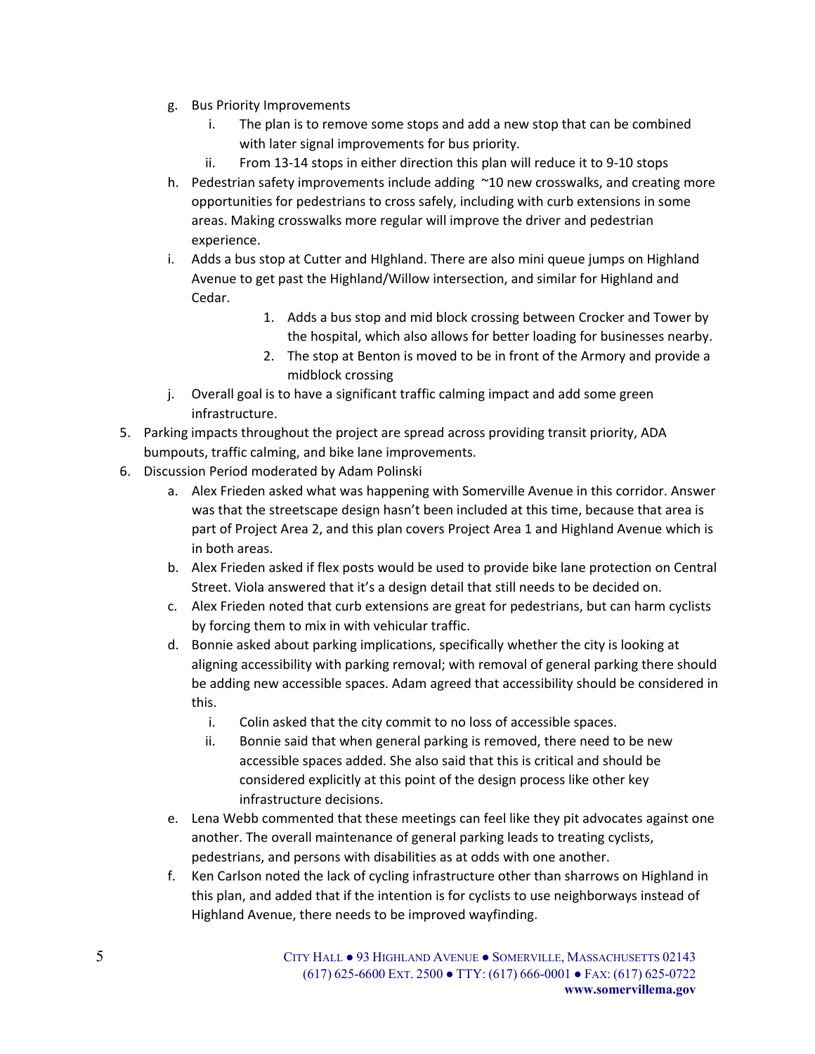g. Bus Priority Improvements
    i. The plan is to remove some stops and add a new stop that can be combined with later signal improvements for bus priority.
    ii. From 13-14 stops in either direction this plan will reduce it to 9-10 stops
h. Pedestrian safety improvements include adding ~10 new crosswalks, and creating more opportunities for pedestrians to cross safely, including with curb extensions in some areas. Making crosswalks more regular will improve the driver and pedestrian experience.
i. Adds a bus stop at Cutter and HIghland. There are also mini queue jumps on Highland Avenue to get past the Highland/Willow intersection, and similar for Highland and Cedar.
    1. Adds a bus stop and mid block crossing between Crocker and Tower by the hospital, which also allows for better loading for businesses nearby.
    2. The stop at Benton is moved to be in front of the Armory and provide a midblock crossing
j. Overall goal is to have a significant traffic calming impact and add some green infrastructure.

5. Parking impacts throughout the project are spread across providing transit priority, ADA bumpouts, traffic calming, and bike lane improvements.
6. Discussion Period moderated by Adam Polinski
    a. Alex Frieden asked what was happening with Somerville Avenue in this corridor. Answer was that the streetscape design hasn't been included at this time, because that area is part of Project Area 2, and this plan covers Project Area 1 and Highland Avenue which is in both areas.
    b. Alex Frieden asked if flex posts would be used to provide bike lane protection on Central Street. Viola answered that it's a design detail that still needs to be decided on.
    c. Alex Frieden noted that curb extensions are great for pedestrians, but can harm cyclists by forcing them to mix in with vehicular traffic.
    d. Bonnie asked about parking implications, specifically whether the city is looking at aligning accessibility with parking removal; with removal of general parking there should be adding new accessible spaces. Adam agreed that accessibility should be considered in this.
        i. Colin asked that the city commit to no loss of accessible spaces.
        ii. Bonnie said that when general parking is removed, there need to be new accessible spaces added. She also said that this is critical and should be considered explicitly at this point of the design process like other key infrastructure decisions.
    e. Lena Webb commented that these meetings can feel like they pit advocates against one another. The overall maintenance of general parking leads to treating cyclists, pedestrians, and persons with disabilities as at odds with one another.
    f. Ken Carlson noted the lack of cycling infrastructure other than sharrows on Highland in this plan, and added that if the intention is for cyclists to use neighborways instead of Highland Avenue, there needs to be improved wayfinding.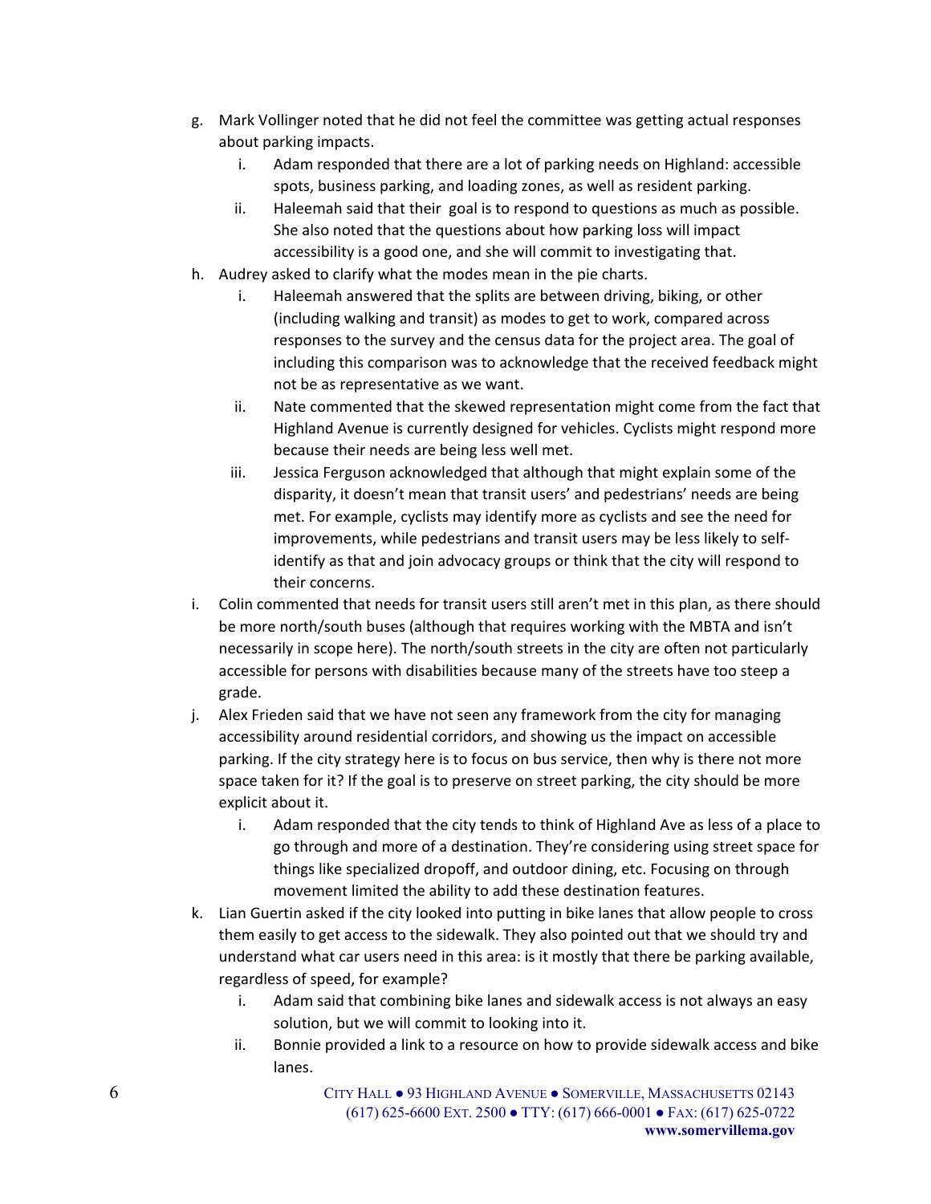g. Mark Vollinger noted that he did not feel the committee was getting actual responses about parking impacts.
    i. Adam responded that there are a lot of parking needs on Highland: accessible spots, business parking, and loading zones, as well as resident parking.
    ii. Haleemah said that their goal is to respond to questions as much as possible. She also noted that the questions about how parking loss will impact accessibility is a good one, and she will commit to investigating that.

h. Audrey asked to clarify what the modes mean in the pie charts.
    i. Haleemah answered that the splits are between driving, biking, or other (including walking and transit) as modes to get to work, compared across responses to the survey and the census data for the project area. The goal of including this comparison was to acknowledge that the received feedback might not be as representative as we want.
    ii. Nate commented that the skewed representation might come from the fact that Highland Avenue is currently designed for vehicles. Cyclists might respond more because their needs are being less well met.
    iii. Jessica Ferguson acknowledged that although that might explain some of the disparity, it doesn't mean that transit users' and pedestrians' needs are being met. For example, cyclists may identify more as cyclists and see the need for improvements, while pedestrians and transit users may be less likely to self-identify as that and join advocacy groups or think that the city will respond to their concerns.

i. Colin commented that needs for transit users still aren't met in this plan, as there should be more north/south buses (although that requires working with the MBTA and isn't necessarily in scope here). The north/south streets in the city are often not particularly accessible for persons with disabilities because many of the streets have too steep a grade.

j. Alex Frieden said that we have not seen any framework from the city for managing accessibility around residential corridors, and showing us the impact on accessible parking. If the city strategy here is to focus on bus service, then why is there not more space taken for it? If the goal is to preserve on street parking, the city should be more explicit about it.
    i. Adam responded that the city tends to think of Highland Ave as less of a place to go through and more of a destination. They're considering using street space for things like specialized dropoff, and outdoor dining, etc. Focusing on through movement limited the ability to add these destination features.

k. Lian Guertin asked if the city looked into putting in bike lanes that allow people to cross them easily to get access to the sidewalk. They also pointed out that we should try and understand what car users need in this area: is it mostly that there be parking available, regardless of speed, for example?
    i. Adam said that combining bike lanes and sidewalk access is not always an easy solution, but we will commit to looking into it.
    ii. Bonnie provided a link to a resource on how to provide sidewalk access and bike lanes.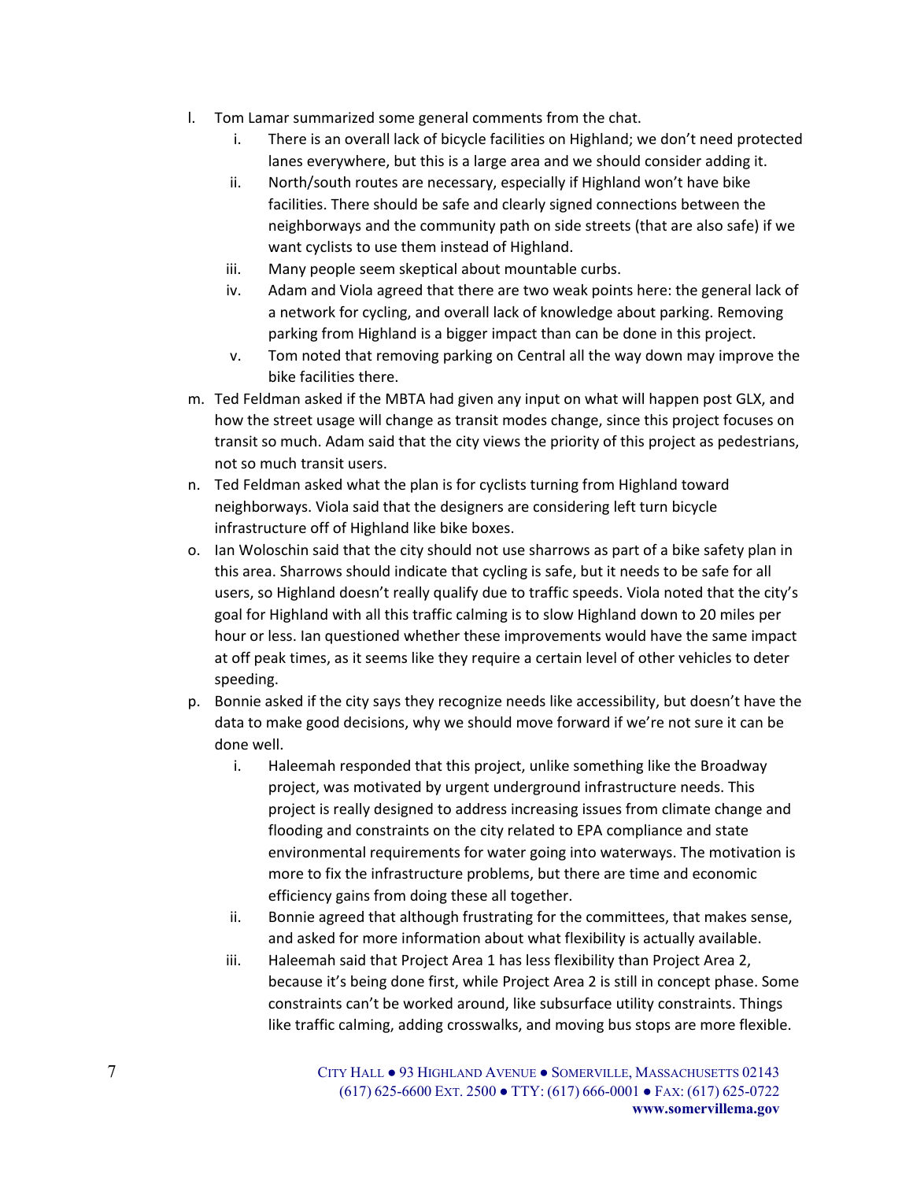l. Tom Lamar summarized some general comments from the chat.
    i. There is an overall lack of bicycle facilities on Highland; we don't need protected lanes everywhere, but this is a large area and we should consider adding it.
    ii. North/south routes are necessary, especially if Highland won't have bike facilities. There should be safe and clearly signed connections between the neighborways and the community path on side streets (that are also safe) if we want cyclists to use them instead of Highland.
    iii. Many people seem skeptical about mountable curbs.
    iv. Adam and Viola agreed that there are two weak points here: the general lack of a network for cycling, and overall lack of knowledge about parking. Removing parking from Highland is a bigger impact than can be done in this project.
    v. Tom noted that removing parking on Central all the way down may improve the bike facilities there.

m. Ted Feldman asked if the MBTA had given any input on what will happen post GLX, and how the street usage will change as transit modes change, since this project focuses on transit so much. Adam said that the city views the priority of this project as pedestrians, not so much transit users.

n. Ted Feldman asked what the plan is for cyclists turning from Highland toward neighborways. Viola said that the designers are considering left turn bicycle infrastructure off of Highland like bike boxes.

o. Ian Woloschin said that the city should not use sharrows as part of a bike safety plan in this area. Sharrows should indicate that cycling is safe, but it needs to be safe for all users, so Highland doesn't really qualify due to traffic speeds. Viola noted that the city's goal for Highland with all this traffic calming is to slow Highland down to 20 miles per hour or less. Ian questioned whether these improvements would have the same impact at off peak times, as it seems like they require a certain level of other vehicles to deter speeding.

p. Bonnie asked if the city says they recognize needs like accessibility, but doesn't have the data to make good decisions, why we should move forward if we're not sure it can be done well.
    i. Haleemah responded that this project, unlike something like the Broadway project, was motivated by urgent underground infrastructure needs. This project is really designed to address increasing issues from climate change and flooding and constraints on the city related to EPA compliance and state environmental requirements for water going into waterways. The motivation is more to fix the infrastructure problems, but there are time and economic efficiency gains from doing these all together.
    ii. Bonnie agreed that although frustrating for the committees, that makes sense, and asked for more information about what flexibility is actually available.
    iii. Haleemah said that Project Area 1 has less flexibility than Project Area 2, because it's being done first, while Project Area 2 is still in concept phase. Some constraints can't be worked around, like subsurface utility constraints. Things like traffic calming, adding crosswalks, and moving bus stops are more flexible.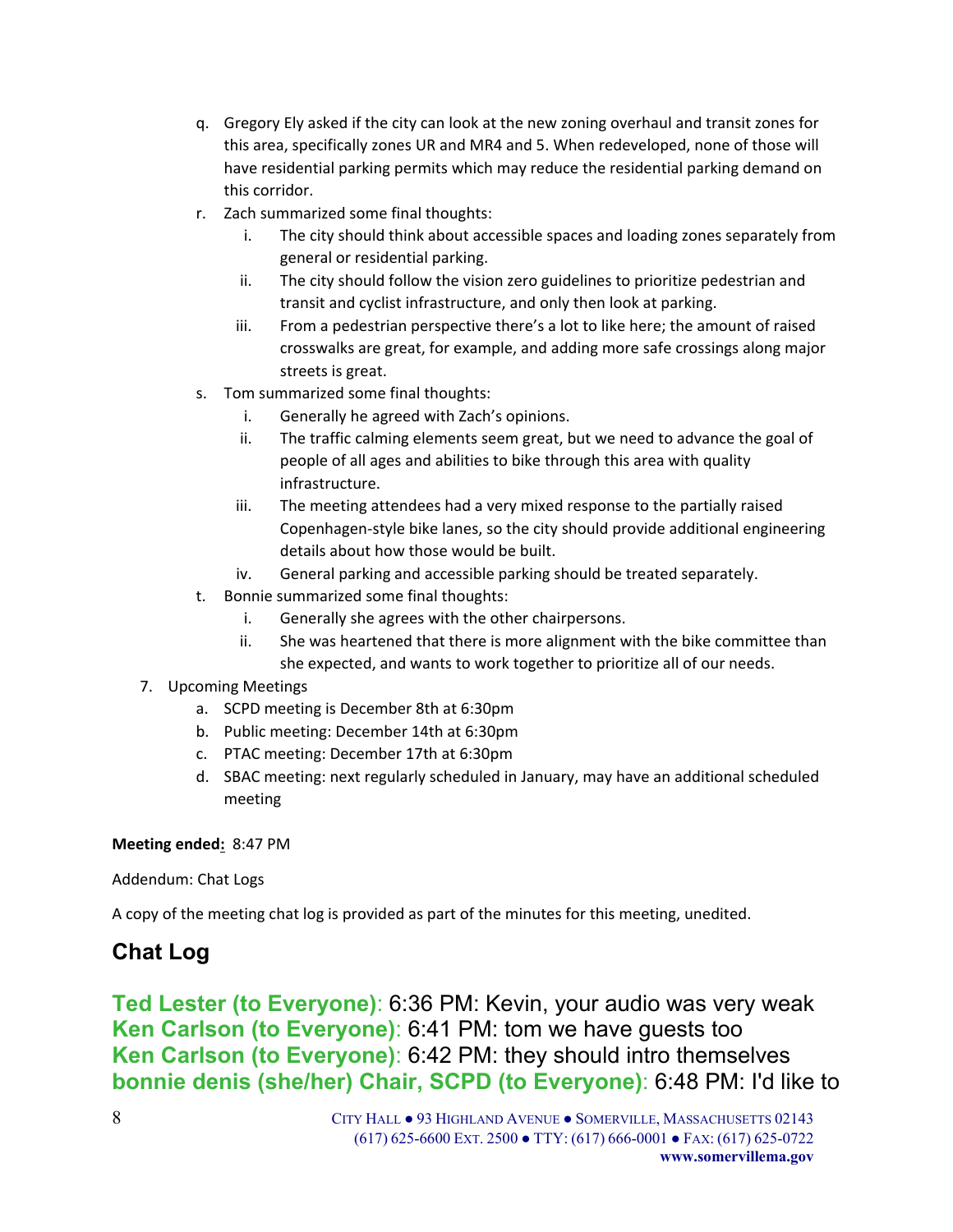q. Gregory Ely asked if the city can look at the new zoning overhaul and transit zones for this area, specifically zones UR and MR4 and 5. When redeveloped, none of those will have residential parking permits which may reduce the residential parking demand on this corridor.

r. Zach summarized some final thoughts:
   i. The city should think about accessible spaces and loading zones separately from general or residential parking.
   ii. The city should follow the vision zero guidelines to prioritize pedestrian and transit and cyclist infrastructure, and only then look at parking.
   iii. From a pedestrian perspective there's a lot to like here; the amount of raised crosswalks are great, for example, and adding more safe crossings along major streets is great.

s. Tom summarized some final thoughts:
   i. Generally he agreed with Zach's opinions.
   ii. The traffic calming elements seem great, but we need to advance the goal of people of all ages and abilities to bike through this area with quality infrastructure.
   iii. The meeting attendees had a very mixed response to the partially raised Copenhagen-style bike lanes, so the city should provide additional engineering details about how those would be built.
   iv. General parking and accessible parking should be treated separately.

t. Bonnie summarized some final thoughts:
   i. Generally she agrees with the other chairpersons.
   ii. She was heartened that there is more alignment with the bike committee than she expected, and wants to work together to prioritize all of our needs.

7. Upcoming Meetings
   a. SCPD meeting is December 8th at 6:30pm
   b. Public meeting: December 14th at 6:30pm
   c. PTAC meeting: December 17th at 6:30pm
   d. SBAC meeting: next regularly scheduled in January, may have an additional scheduled meeting

**Meeting ended:** 8:47 PM

Addendum: Chat Logs

A copy of the meeting chat log is provided as part of the minutes for this meeting, unedited.

## Chat Log

**Ted Lester (to Everyone)**: 6:36 PM: Kevin, your audio was very weak
**Ken Carlson (to Everyone)**: 6:41 PM: tom we have guests too
**Ken Carlson (to Everyone)**: 6:42 PM: they should intro themselves
**bonnie denis (she/her) Chair, SCPD (to Everyone)**: 6:48 PM: I'd like to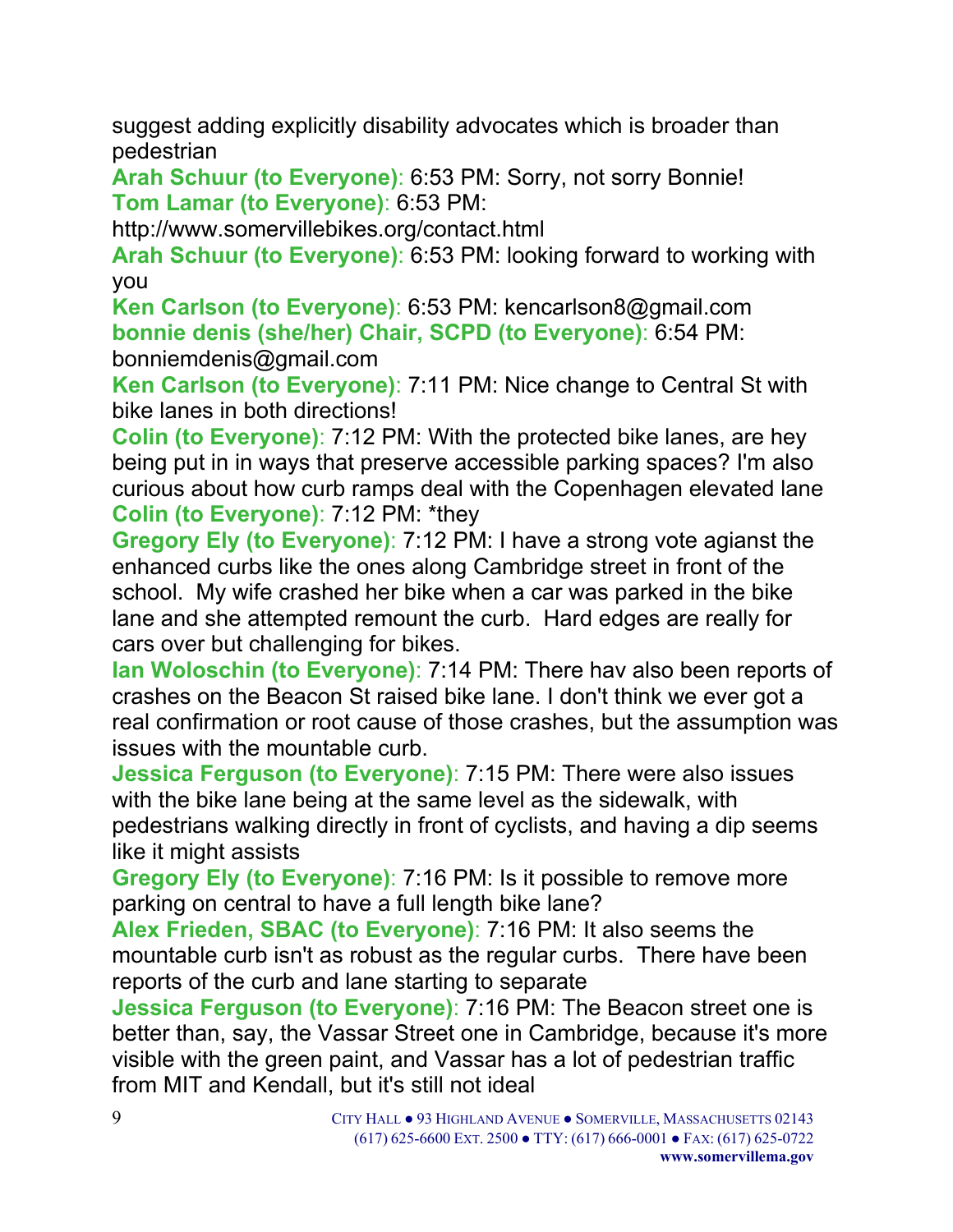suggest adding explicitly disability advocates which is broader than pedestrian

**Arah Schuur (to Everyone)**: 6:53 PM: Sorry, not sorry Bonnie!

**Tom Lamar (to Everyone)**: 6:53 PM: http://www.somervillebikes.org/contact.html

**Arah Schuur (to Everyone)**: 6:53 PM: looking forward to working with you

**Ken Carlson (to Everyone)**: 6:53 PM: kencarlson8@gmail.com

**bonnie denis (she/her) Chair, SCPD (to Everyone)**: 6:54 PM: bonniemdenis@gmail.com

**Ken Carlson (to Everyone)**: 7:11 PM: Nice change to Central St with bike lanes in both directions!

**Colin (to Everyone)**: 7:12 PM: With the protected bike lanes, are hey being put in in ways that preserve accessible parking spaces? I'm also curious about how curb ramps deal with the Copenhagen elevated lane

**Colin (to Everyone)**: 7:12 PM: *they

**Gregory Ely (to Everyone)**: 7:12 PM: I have a strong vote agianst the enhanced curbs like the ones along Cambridge street in front of the school. My wife crashed her bike when a car was parked in the bike lane and she attempted remount the curb. Hard edges are really for cars over but challenging for bikes.

**Ian Woloschin (to Everyone)**: 7:14 PM: There hav also been reports of crashes on the Beacon St raised bike lane. I don't think we ever got a real confirmation or root cause of those crashes, but the assumption was issues with the mountable curb.

**Jessica Ferguson (to Everyone)**: 7:15 PM: There were also issues with the bike lane being at the same level as the sidewalk, with pedestrians walking directly in front of cyclists, and having a dip seems like it might assists

**Gregory Ely (to Everyone)**: 7:16 PM: Is it possible to remove more parking on central to have a full length bike lane?

**Alex Frieden, SBAC (to Everyone)**: 7:16 PM: It also seems the mountable curb isn't as robust as the regular curbs. There have been reports of the curb and lane starting to separate

**Jessica Ferguson (to Everyone)**: 7:16 PM: The Beacon street one is better than, say, the Vassar Street one in Cambridge, because it's more visible with the green paint, and Vassar has a lot of pedestrian traffic from MIT and Kendall, but it's still not ideal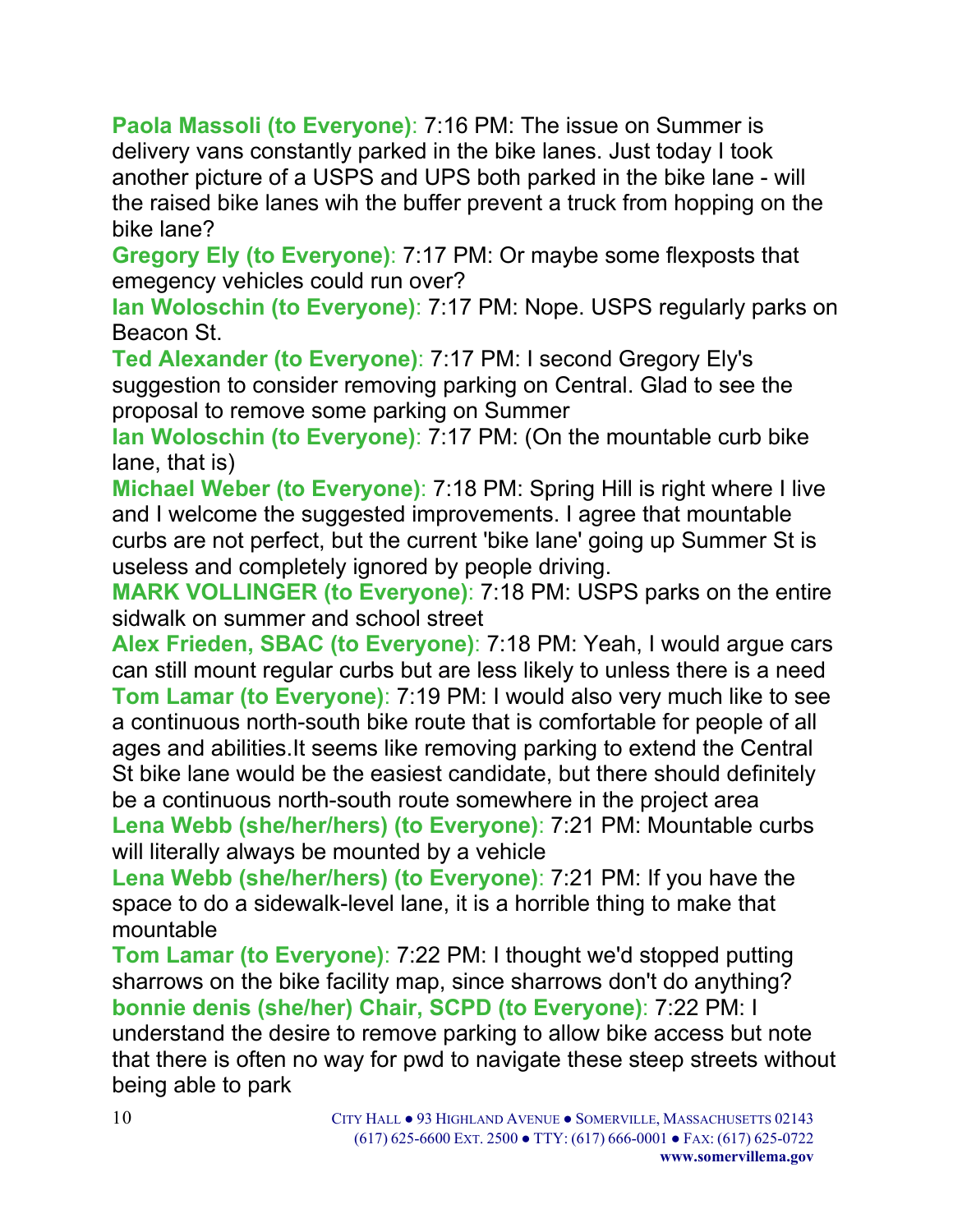**Paola Massoli (to Everyone)**: 7:16 PM: The issue on Summer is delivery vans constantly parked in the bike lanes. Just today I took another picture of a USPS and UPS both parked in the bike lane - will the raised bike lanes wih the buffer prevent a truck from hopping on the bike lane?

**Gregory Ely (to Everyone)**: 7:17 PM: Or maybe some flexposts that emegency vehicles could run over?

**Ian Woloschin (to Everyone)**: 7:17 PM: Nope. USPS regularly parks on Beacon St.

**Ted Alexander (to Everyone)**: 7:17 PM: I second Gregory Ely's suggestion to consider removing parking on Central. Glad to see the proposal to remove some parking on Summer

**Ian Woloschin (to Everyone)**: 7:17 PM: (On the mountable curb bike lane, that is)

**Michael Weber (to Everyone)**: 7:18 PM: Spring Hill is right where I live and I welcome the suggested improvements. I agree that mountable curbs are not perfect, but the current 'bike lane' going up Summer St is useless and completely ignored by people driving.

**MARK VOLLINGER (to Everyone)**: 7:18 PM: USPS parks on the entire sidwalk on summer and school street

**Alex Frieden, SBAC (to Everyone)**: 7:18 PM: Yeah, I would argue cars can still mount regular curbs but are less likely to unless there is a need

**Tom Lamar (to Everyone)**: 7:19 PM: I would also very much like to see a continuous north-south bike route that is comfortable for people of all ages and abilities.It seems like removing parking to extend the Central St bike lane would be the easiest candidate, but there should definitely be a continuous north-south route somewhere in the project area

**Lena Webb (she/her/hers) (to Everyone)**: 7:21 PM: Mountable curbs will literally always be mounted by a vehicle

**Lena Webb (she/her/hers) (to Everyone)**: 7:21 PM: If you have the space to do a sidewalk-level lane, it is a horrible thing to make that mountable

**Tom Lamar (to Everyone)**: 7:22 PM: I thought we'd stopped putting sharrows on the bike facility map, since sharrows don't do anything?

**bonnie denis (she/her) Chair, SCPD (to Everyone)**: 7:22 PM: I understand the desire to remove parking to allow bike access but note that there is often no way for pwd to navigate these steep streets without being able to park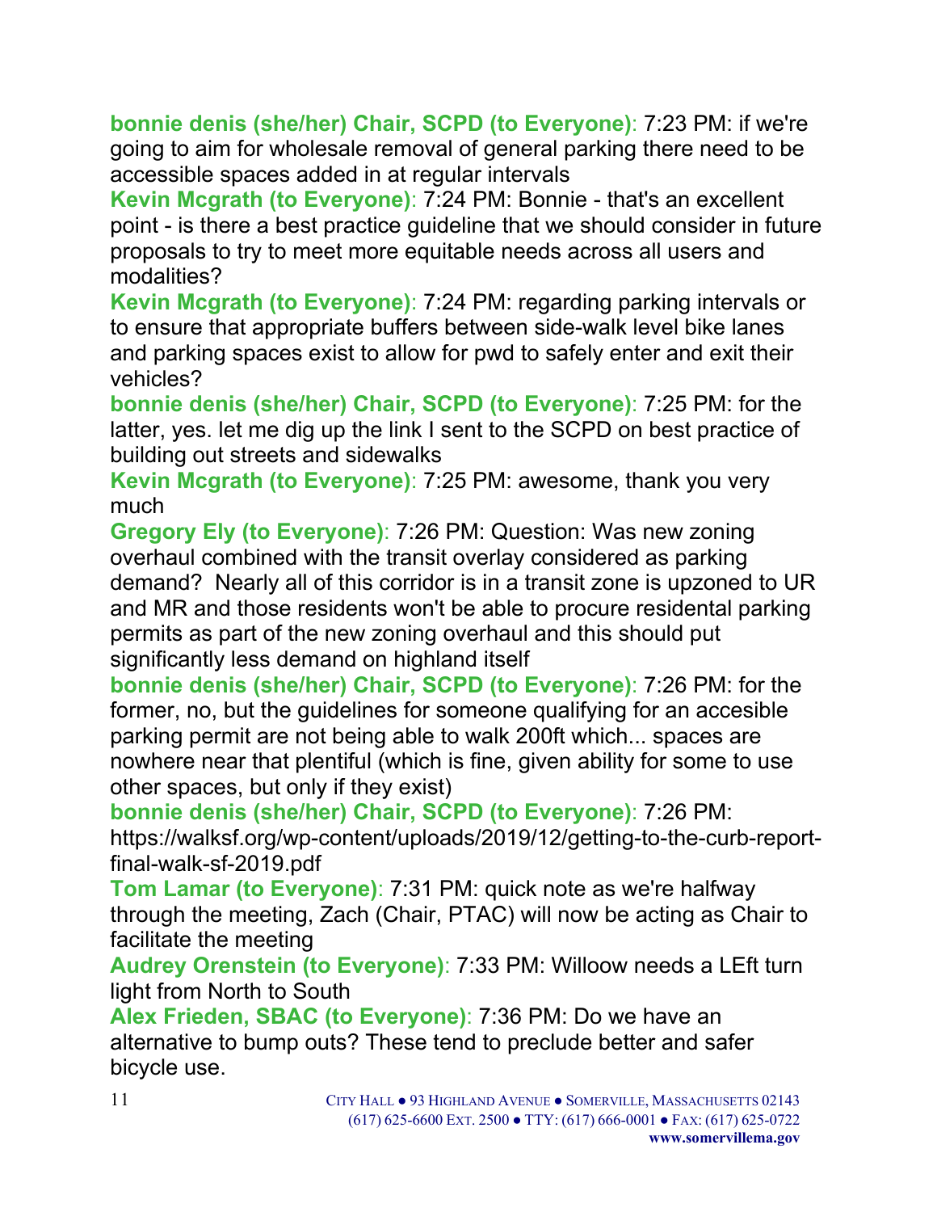**bonnie denis (she/her) Chair, SCPD (to Everyone)**: 7:23 PM: if we're going to aim for wholesale removal of general parking there need to be accessible spaces added in at regular intervals

**Kevin Mcgrath (to Everyone)**: 7:24 PM: Bonnie - that's an excellent point - is there a best practice guideline that we should consider in future proposals to try to meet more equitable needs across all users and modalities?

**Kevin Mcgrath (to Everyone)**: 7:24 PM: regarding parking intervals or to ensure that appropriate buffers between side-walk level bike lanes and parking spaces exist to allow for pwd to safely enter and exit their vehicles?

**bonnie denis (she/her) Chair, SCPD (to Everyone)**: 7:25 PM: for the latter, yes. let me dig up the link I sent to the SCPD on best practice of building out streets and sidewalks

**Kevin Mcgrath (to Everyone)**: 7:25 PM: awesome, thank you very much

**Gregory Ely (to Everyone)**: 7:26 PM: Question: Was new zoning overhaul combined with the transit overlay considered as parking demand?  Nearly all of this corridor is in a transit zone is upzoned to UR and MR and those residents won't be able to procure residental parking permits as part of the new zoning overhaul and this should put significantly less demand on highland itself

**bonnie denis (she/her) Chair, SCPD (to Everyone)**: 7:26 PM: for the former, no, but the guidelines for someone qualifying for an accesible parking permit are not being able to walk 200ft which... spaces are nowhere near that plentiful (which is fine, given ability for some to use other spaces, but only if they exist)

**bonnie denis (she/her) Chair, SCPD (to Everyone)**: 7:26 PM: https://walksf.org/wp-content/uploads/2019/12/getting-to-the-curb-report-final-walk-sf-2019.pdf

**Tom Lamar (to Everyone)**: 7:31 PM: quick note as we're halfway through the meeting, Zach (Chair, PTAC) will now be acting as Chair to facilitate the meeting

**Audrey Orenstein (to Everyone)**: 7:33 PM: Willoow needs a LEft turn light from North to South

**Alex Frieden, SBAC (to Everyone)**: 7:36 PM: Do we have an alternative to bump outs? These tend to preclude better and safer bicycle use.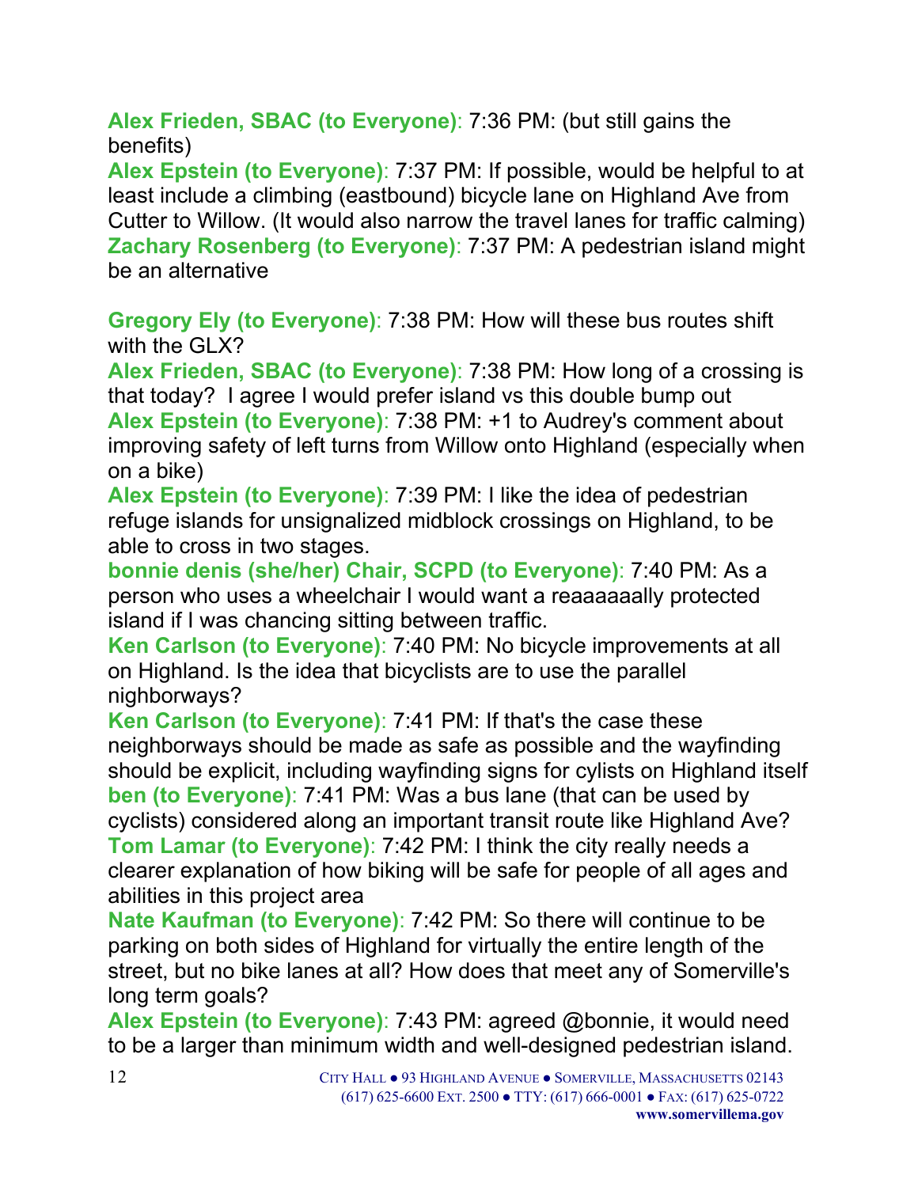**Alex Frieden, SBAC (to Everyone)**: 7:36 PM: (but still gains the benefits)
**Alex Epstein (to Everyone)**: 7:37 PM: If possible, would be helpful to at least include a climbing (eastbound) bicycle lane on Highland Ave from Cutter to Willow. (It would also narrow the travel lanes for traffic calming)
**Zachary Rosenberg (to Everyone)**: 7:37 PM: A pedestrian island might be an alternative

**Gregory Ely (to Everyone)**: 7:38 PM: How will these bus routes shift with the GLX?
**Alex Frieden, SBAC (to Everyone)**: 7:38 PM: How long of a crossing is that today? I agree I would prefer island vs this double bump out
**Alex Epstein (to Everyone)**: 7:38 PM: +1 to Audrey's comment about improving safety of left turns from Willow onto Highland (especially when on a bike)
**Alex Epstein (to Everyone)**: 7:39 PM: I like the idea of pedestrian refuge islands for unsignalized midblock crossings on Highland, to be able to cross in two stages.
**bonnie denis (she/her) Chair, SCPD (to Everyone)**: 7:40 PM: As a person who uses a wheelchair I would want a reaaaaaally protected island if I was chancing sitting between traffic.
**Ken Carlson (to Everyone)**: 7:40 PM: No bicycle improvements at all on Highland. Is the idea that bicyclists are to use the parallel nighborways?
**Ken Carlson (to Everyone)**: 7:41 PM: If that's the case these neighborways should be made as safe as possible and the wayfinding should be explicit, including wayfinding signs for cylists on Highland itself
**ben (to Everyone)**: 7:41 PM: Was a bus lane (that can be used by cyclists) considered along an important transit route like Highland Ave?
**Tom Lamar (to Everyone)**: 7:42 PM: I think the city really needs a clearer explanation of how biking will be safe for people of all ages and abilities in this project area
**Nate Kaufman (to Everyone)**: 7:42 PM: So there will continue to be parking on both sides of Highland for virtually the entire length of the street, but no bike lanes at all? How does that meet any of Somerville's long term goals?
**Alex Epstein (to Everyone)**: 7:43 PM: agreed @bonnie, it would need to be a larger than minimum width and well-designed pedestrian island.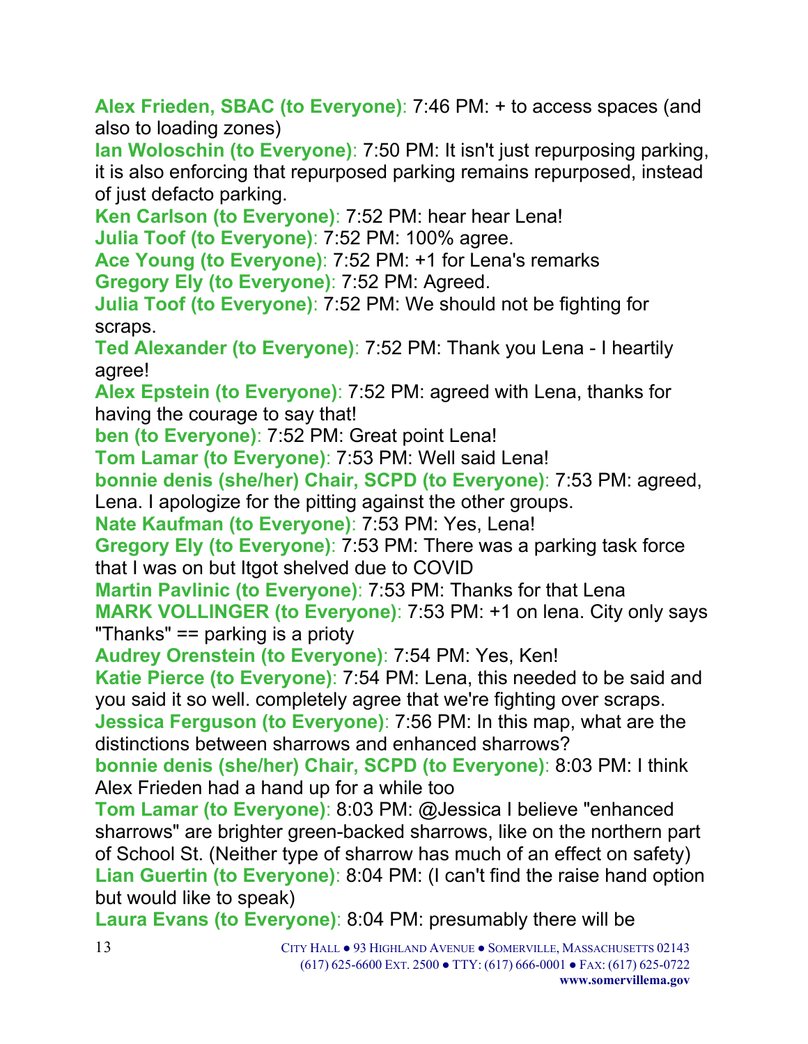**Alex Frieden, SBAC (to Everyone)**: 7:46 PM: + to access spaces (and also to loading zones)
**Ian Woloschin (to Everyone)**: 7:50 PM: It isn't just repurposing parking, it is also enforcing that repurposed parking remains repurposed, instead of just defacto parking.
**Ken Carlson (to Everyone)**: 7:52 PM: hear hear Lena!
**Julia Toof (to Everyone)**: 7:52 PM: 100% agree.
**Ace Young (to Everyone)**: 7:52 PM: +1 for Lena's remarks
**Gregory Ely (to Everyone)**: 7:52 PM: Agreed.
**Julia Toof (to Everyone)**: 7:52 PM: We should not be fighting for scraps.
**Ted Alexander (to Everyone)**: 7:52 PM: Thank you Lena - I heartily agree!
**Alex Epstein (to Everyone)**: 7:52 PM: agreed with Lena, thanks for having the courage to say that!
**ben (to Everyone)**: 7:52 PM: Great point Lena!
**Tom Lamar (to Everyone)**: 7:53 PM: Well said Lena!
**bonnie denis (she/her) Chair, SCPD (to Everyone)**: 7:53 PM: agreed, Lena. I apologize for the pitting against the other groups.
**Nate Kaufman (to Everyone)**: 7:53 PM: Yes, Lena!
**Gregory Ely (to Everyone)**: 7:53 PM: There was a parking task force that I was on but Itgot shelved due to COVID
**Martin Pavlinic (to Everyone)**: 7:53 PM: Thanks for that Lena
**MARK VOLLINGER (to Everyone)**: 7:53 PM: +1 on lena. City only says "Thanks" == parking is a prioty
**Audrey Orenstein (to Everyone)**: 7:54 PM: Yes, Ken!
**Katie Pierce (to Everyone)**: 7:54 PM: Lena, this needed to be said and you said it so well. completely agree that we're fighting over scraps.
**Jessica Ferguson (to Everyone)**: 7:56 PM: In this map, what are the distinctions between sharrows and enhanced sharrows?
**bonnie denis (she/her) Chair, SCPD (to Everyone)**: 8:03 PM: I think Alex Frieden had a hand up for a while too
**Tom Lamar (to Everyone)**: 8:03 PM: @Jessica I believe "enhanced sharrows" are brighter green-backed sharrows, like on the northern part of School St. (Neither type of sharrow has much of an effect on safety)
**Lian Guertin (to Everyone)**: 8:04 PM: (I can't find the raise hand option but would like to speak)
**Laura Evans (to Everyone)**: 8:04 PM: presumably there will be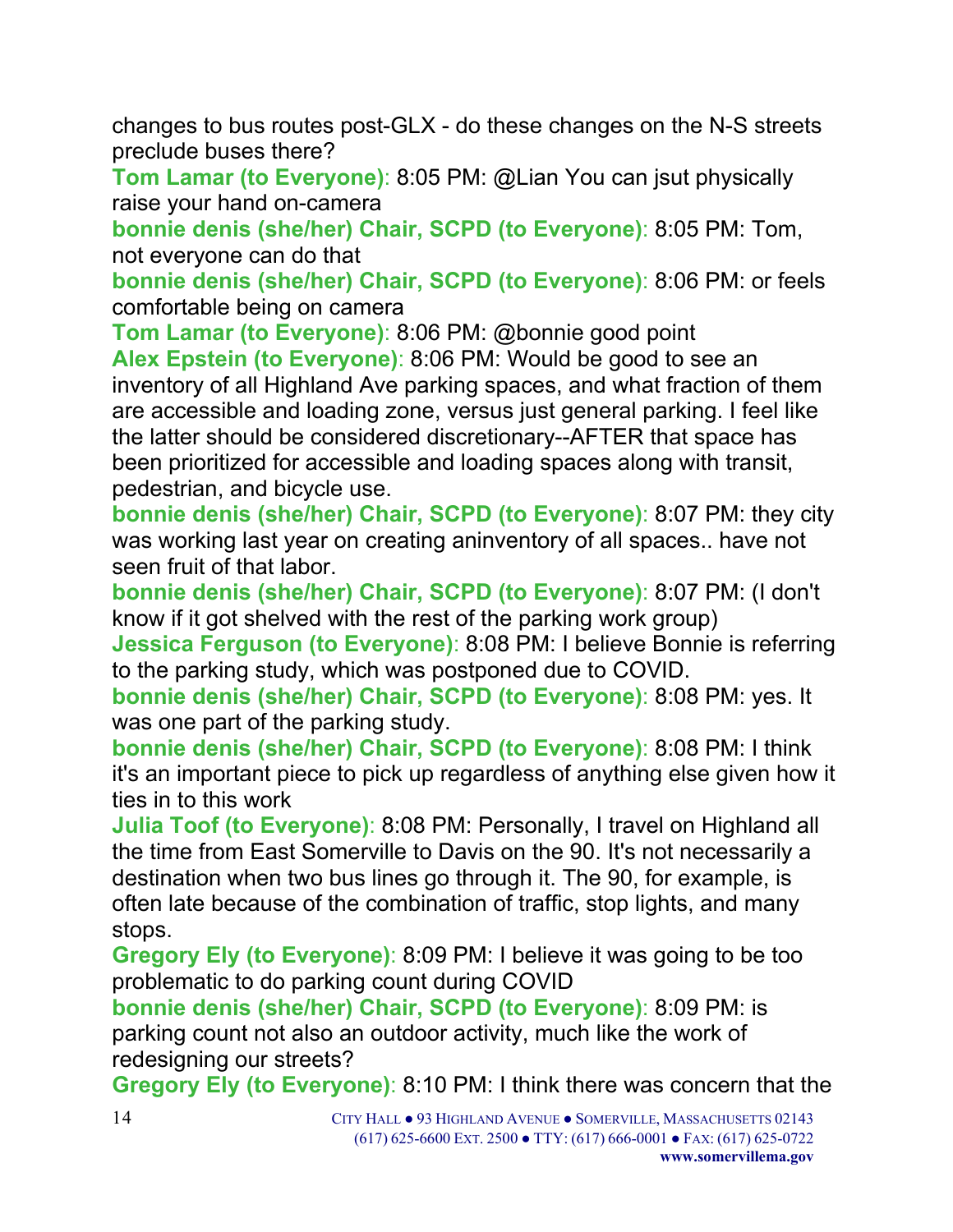changes to bus routes post-GLX - do these changes on the N-S streets preclude buses there?

**Tom Lamar (to Everyone)**: 8:05 PM: @Lian You can jsut physically raise your hand on-camera

**bonnie denis (she/her) Chair, SCPD (to Everyone)**: 8:05 PM: Tom, not everyone can do that

**bonnie denis (she/her) Chair, SCPD (to Everyone)**: 8:06 PM: or feels comfortable being on camera

**Tom Lamar (to Everyone)**: 8:06 PM: @bonnie good point

**Alex Epstein (to Everyone)**: 8:06 PM: Would be good to see an inventory of all Highland Ave parking spaces, and what fraction of them are accessible and loading zone, versus just general parking. I feel like the latter should be considered discretionary--AFTER that space has been prioritized for accessible and loading spaces along with transit, pedestrian, and bicycle use.

**bonnie denis (she/her) Chair, SCPD (to Everyone)**: 8:07 PM: they city was working last year on creating aninventory of all spaces.. have not seen fruit of that labor.

**bonnie denis (she/her) Chair, SCPD (to Everyone)**: 8:07 PM: (I don't know if it got shelved with the rest of the parking work group)

**Jessica Ferguson (to Everyone)**: 8:08 PM: I believe Bonnie is referring to the parking study, which was postponed due to COVID.

**bonnie denis (she/her) Chair, SCPD (to Everyone)**: 8:08 PM: yes. It was one part of the parking study.

**bonnie denis (she/her) Chair, SCPD (to Everyone)**: 8:08 PM: I think it's an important piece to pick up regardless of anything else given how it ties in to this work

**Julia Toof (to Everyone)**: 8:08 PM: Personally, I travel on Highland all the time from East Somerville to Davis on the 90. It's not necessarily a destination when two bus lines go through it. The 90, for example, is often late because of the combination of traffic, stop lights, and many stops.

**Gregory Ely (to Everyone)**: 8:09 PM: I believe it was going to be too problematic to do parking count during COVID

**bonnie denis (she/her) Chair, SCPD (to Everyone)**: 8:09 PM: is parking count not also an outdoor activity, much like the work of redesigning our streets?

**Gregory Ely (to Everyone)**: 8:10 PM: I think there was concern that the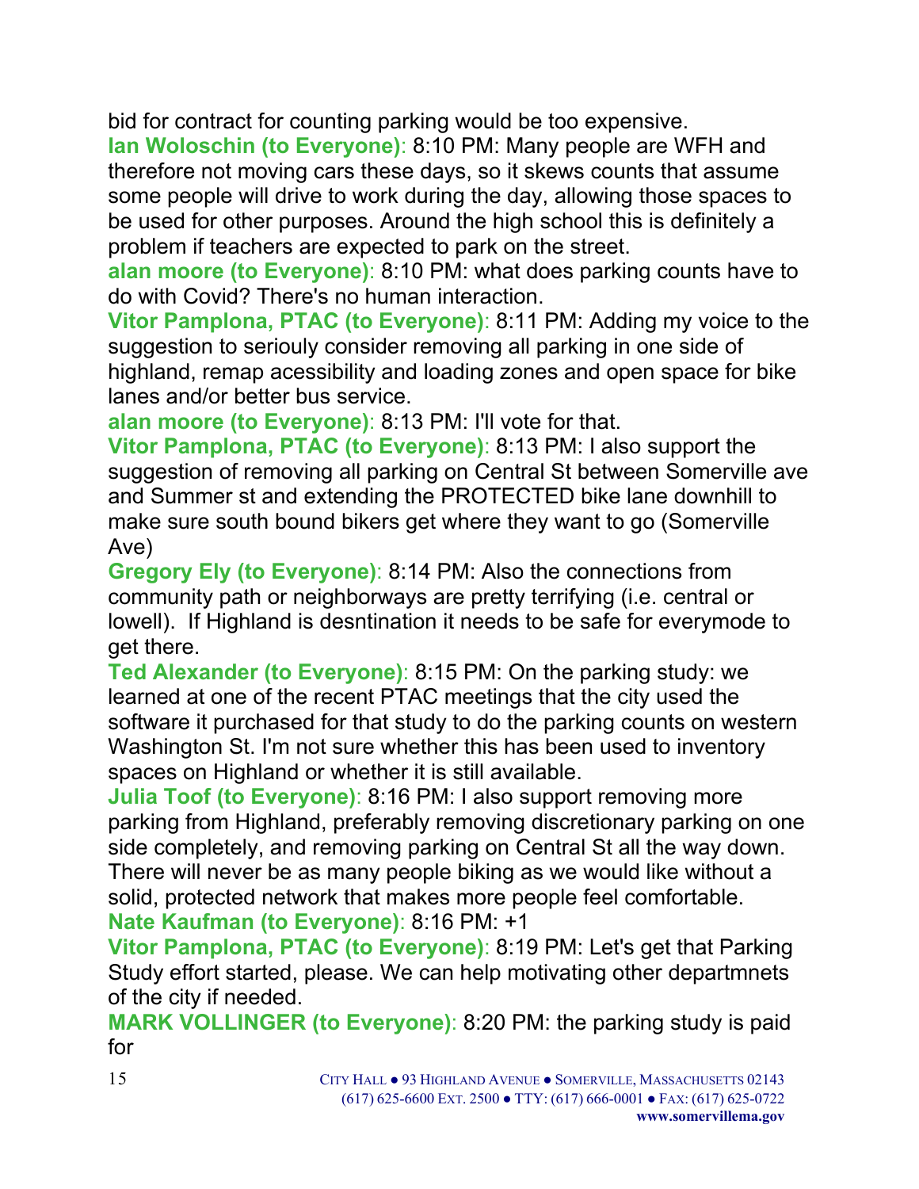bid for contract for counting parking would be too expensive.

**Ian Woloschin (to Everyone)**: 8:10 PM: Many people are WFH and therefore not moving cars these days, so it skews counts that assume some people will drive to work during the day, allowing those spaces to be used for other purposes. Around the high school this is definitely a problem if teachers are expected to park on the street.

**alan moore (to Everyone)**: 8:10 PM: what does parking counts have to do with Covid? There's no human interaction.

**Vitor Pamplona, PTAC (to Everyone)**: 8:11 PM: Adding my voice to the suggestion to seriouly consider removing all parking in one side of highland, remap acessibility and loading zones and open space for bike lanes and/or better bus service.

**alan moore (to Everyone)**: 8:13 PM: I'll vote for that.

**Vitor Pamplona, PTAC (to Everyone)**: 8:13 PM: I also support the suggestion of removing all parking on Central St between Somerville ave and Summer st and extending the PROTECTED bike lane downhill to make sure south bound bikers get where they want to go (Somerville Ave)

**Gregory Ely (to Everyone)**: 8:14 PM: Also the connections from community path or neighborways are pretty terrifying (i.e. central or lowell). If Highland is desntination it needs to be safe for everymode to get there.

**Ted Alexander (to Everyone)**: 8:15 PM: On the parking study: we learned at one of the recent PTAC meetings that the city used the software it purchased for that study to do the parking counts on western Washington St. I'm not sure whether this has been used to inventory spaces on Highland or whether it is still available.

**Julia Toof (to Everyone)**: 8:16 PM: I also support removing more parking from Highland, preferably removing discretionary parking on one side completely, and removing parking on Central St all the way down. There will never be as many people biking as we would like without a solid, protected network that makes more people feel comfortable.

**Nate Kaufman (to Everyone)**: 8:16 PM: +1

**Vitor Pamplona, PTAC (to Everyone)**: 8:19 PM: Let's get that Parking Study effort started, please. We can help motivating other departmnets of the city if needed.

**MARK VOLLINGER (to Everyone)**: 8:20 PM: the parking study is paid for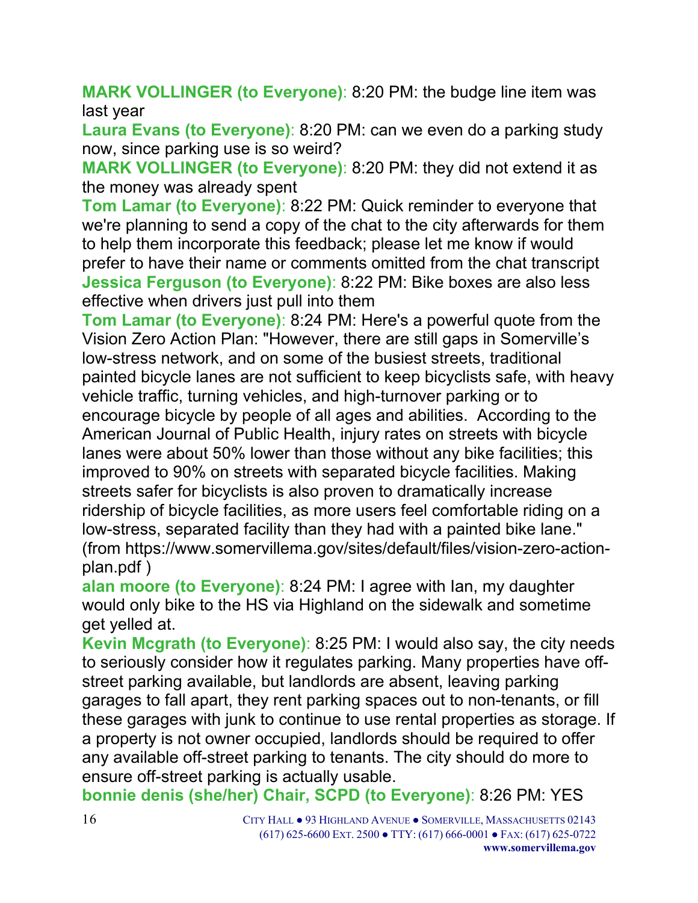**MARK VOLLINGER (to Everyone)**: 8:20 PM: the budge line item was last year

**Laura Evans (to Everyone)**: 8:20 PM: can we even do a parking study now, since parking use is so weird?

**MARK VOLLINGER (to Everyone)**: 8:20 PM: they did not extend it as the money was already spent

**Tom Lamar (to Everyone)**: 8:22 PM: Quick reminder to everyone that we're planning to send a copy of the chat to the city afterwards for them to help them incorporate this feedback; please let me know if would prefer to have their name or comments omitted from the chat transcript

**Jessica Ferguson (to Everyone)**: 8:22 PM: Bike boxes are also less effective when drivers just pull into them

**Tom Lamar (to Everyone)**: 8:24 PM: Here's a powerful quote from the Vision Zero Action Plan: "However, there are still gaps in Somerville's low-stress network, and on some of the busiest streets, traditional painted bicycle lanes are not sufficient to keep bicyclists safe, with heavy vehicle traffic, turning vehicles, and high-turnover parking or to encourage bicycle by people of all ages and abilities. According to the American Journal of Public Health, injury rates on streets with bicycle lanes were about 50% lower than those without any bike facilities; this improved to 90% on streets with separated bicycle facilities. Making streets safer for bicyclists is also proven to dramatically increase ridership of bicycle facilities, as more users feel comfortable riding on a low-stress, separated facility than they had with a painted bike lane." (from https://www.somervillema.gov/sites/default/files/vision-zero-action-plan.pdf )

**alan moore (to Everyone)**: 8:24 PM: I agree with Ian, my daughter would only bike to the HS via Highland on the sidewalk and sometime get yelled at.

**Kevin Mcgrath (to Everyone)**: 8:25 PM: I would also say, the city needs to seriously consider how it regulates parking. Many properties have off-street parking available, but landlords are absent, leaving parking garages to fall apart, they rent parking spaces out to non-tenants, or fill these garages with junk to continue to use rental properties as storage. If a property is not owner occupied, landlords should be required to offer any available off-street parking to tenants. The city should do more to ensure off-street parking is actually usable.

**bonnie denis (she/her) Chair, SCPD (to Everyone)**: 8:26 PM: YES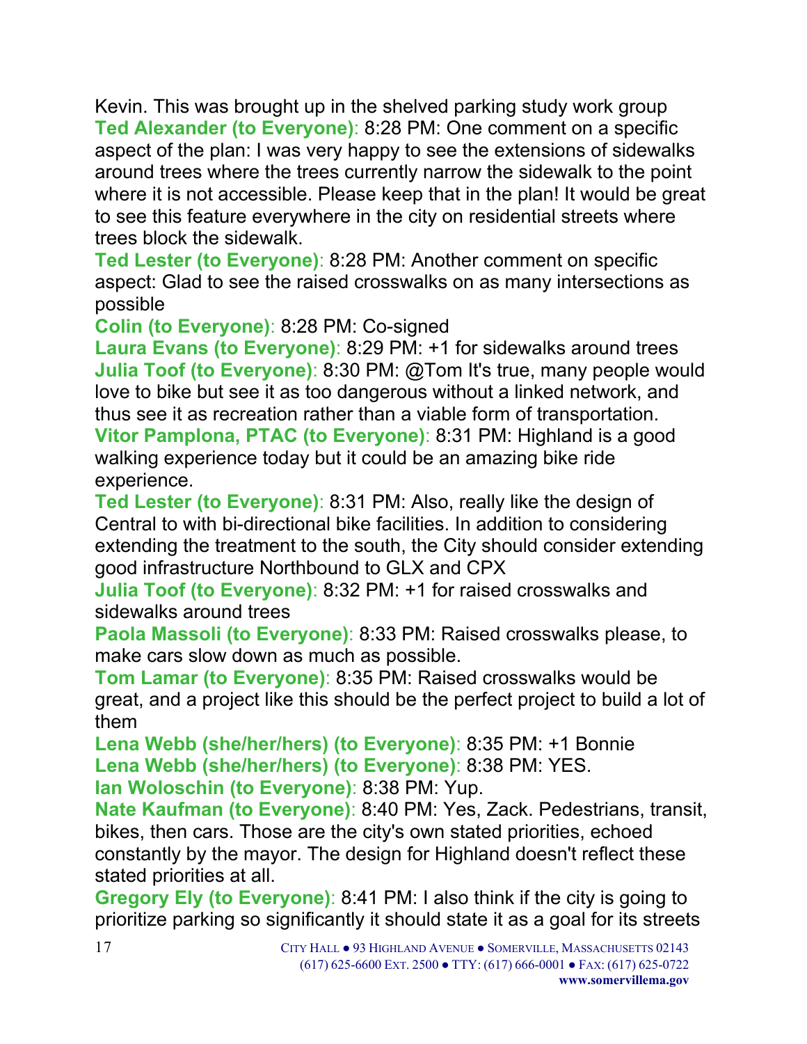Kevin. This was brought up in the shelved parking study work group

**Ted Alexander (to Everyone)**: 8:28 PM: One comment on a specific aspect of the plan: I was very happy to see the extensions of sidewalks around trees where the trees currently narrow the sidewalk to the point where it is not accessible. Please keep that in the plan! It would be great to see this feature everywhere in the city on residential streets where trees block the sidewalk.

**Ted Lester (to Everyone)**: 8:28 PM: Another comment on specific aspect: Glad to see the raised crosswalks on as many intersections as possible

**Colin (to Everyone)**: 8:28 PM: Co-signed

**Laura Evans (to Everyone)**: 8:29 PM: +1 for sidewalks around trees

**Julia Toof (to Everyone)**: 8:30 PM: @Tom It's true, many people would love to bike but see it as too dangerous without a linked network, and thus see it as recreation rather than a viable form of transportation.

**Vitor Pamplona, PTAC (to Everyone)**: 8:31 PM: Highland is a good walking experience today but it could be an amazing bike ride experience.

**Ted Lester (to Everyone)**: 8:31 PM: Also, really like the design of Central to with bi-directional bike facilities. In addition to considering extending the treatment to the south, the City should consider extending good infrastructure Northbound to GLX and CPX

**Julia Toof (to Everyone)**: 8:32 PM: +1 for raised crosswalks and sidewalks around trees

**Paola Massoli (to Everyone)**: 8:33 PM: Raised crosswalks please, to make cars slow down as much as possible.

**Tom Lamar (to Everyone)**: 8:35 PM: Raised crosswalks would be great, and a project like this should be the perfect project to build a lot of them

**Lena Webb (she/her/hers) (to Everyone)**: 8:35 PM: +1 Bonnie

**Lena Webb (she/her/hers) (to Everyone)**: 8:38 PM: YES.

**Ian Woloschin (to Everyone)**: 8:38 PM: Yup.

**Nate Kaufman (to Everyone)**: 8:40 PM: Yes, Zack. Pedestrians, transit, bikes, then cars. Those are the city's own stated priorities, echoed constantly by the mayor. The design for Highland doesn't reflect these stated priorities at all.

**Gregory Ely (to Everyone)**: 8:41 PM: I also think if the city is going to prioritize parking so significantly it should state it as a goal for its streets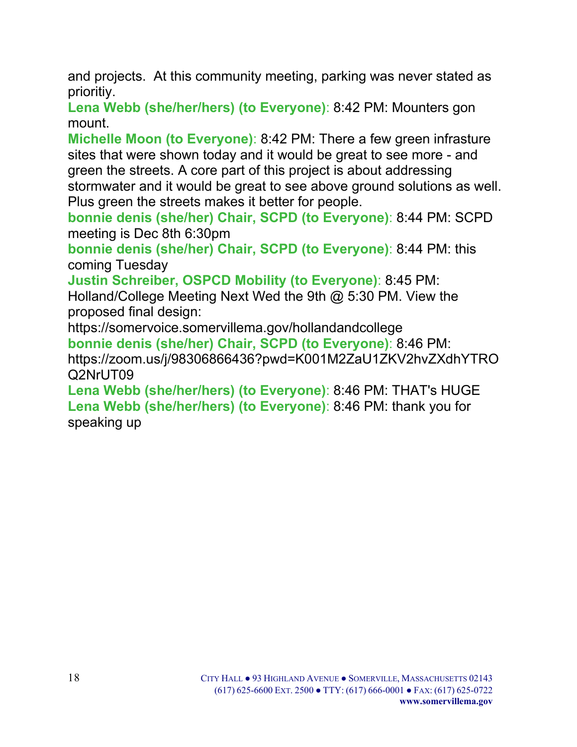and projects. At this community meeting, parking was never stated as prioritiy.

**Lena Webb (she/her/hers) (to Everyone)**: 8:42 PM: Mounters gon mount.

**Michelle Moon (to Everyone)**: 8:42 PM: There a few green infrasture sites that were shown today and it would be great to see more - and green the streets. A core part of this project is about addressing stormwater and it would be great to see above ground solutions as well. Plus green the streets makes it better for people.

**bonnie denis (she/her) Chair, SCPD (to Everyone)**: 8:44 PM: SCPD meeting is Dec 8th 6:30pm

**bonnie denis (she/her) Chair, SCPD (to Everyone)**: 8:44 PM: this coming Tuesday

**Justin Schreiber, OSPCD Mobility (to Everyone)**: 8:45 PM: Holland/College Meeting Next Wed the 9th @ 5:30 PM. View the proposed final design: https://somervoice.somervillema.gov/hollandandcollege

**bonnie denis (she/her) Chair, SCPD (to Everyone)**: 8:46 PM: https://zoom.us/j/98306866436?pwd=K001M2ZaU1ZKV2hvZXdhYTROQ2NrUT09

**Lena Webb (she/her/hers) (to Everyone)**: 8:46 PM: THAT's HUGE

**Lena Webb (she/her/hers) (to Everyone)**: 8:46 PM: thank you for speaking up